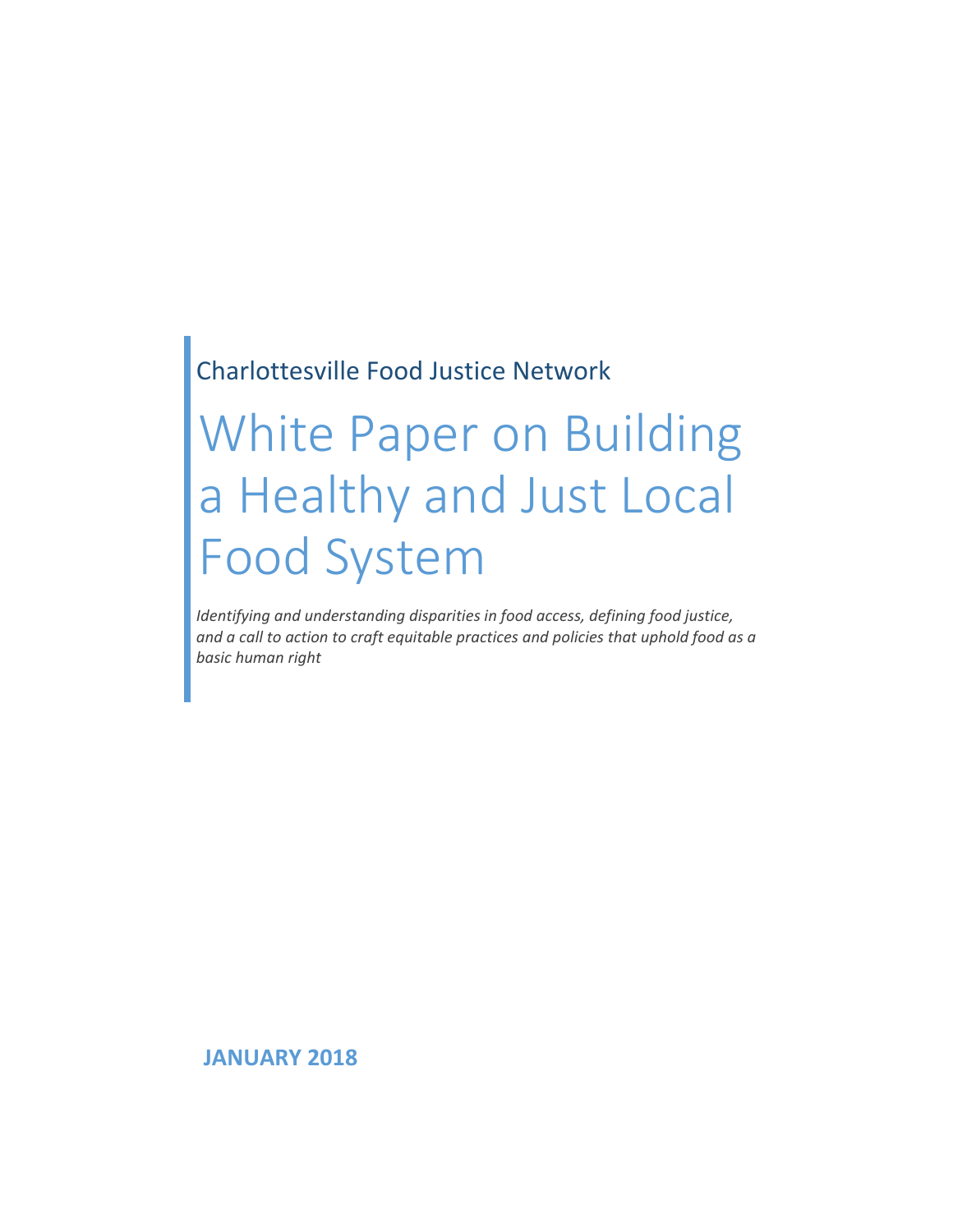Charlottesville Food Justice Network

# White Paper on Building a Healthy and Just Local Food System

*Identifying and understanding disparities in food access, defining food justice, and a call to action to craft equitable practices and policies that uphold food as a basic human right*

**JANUARY 2018**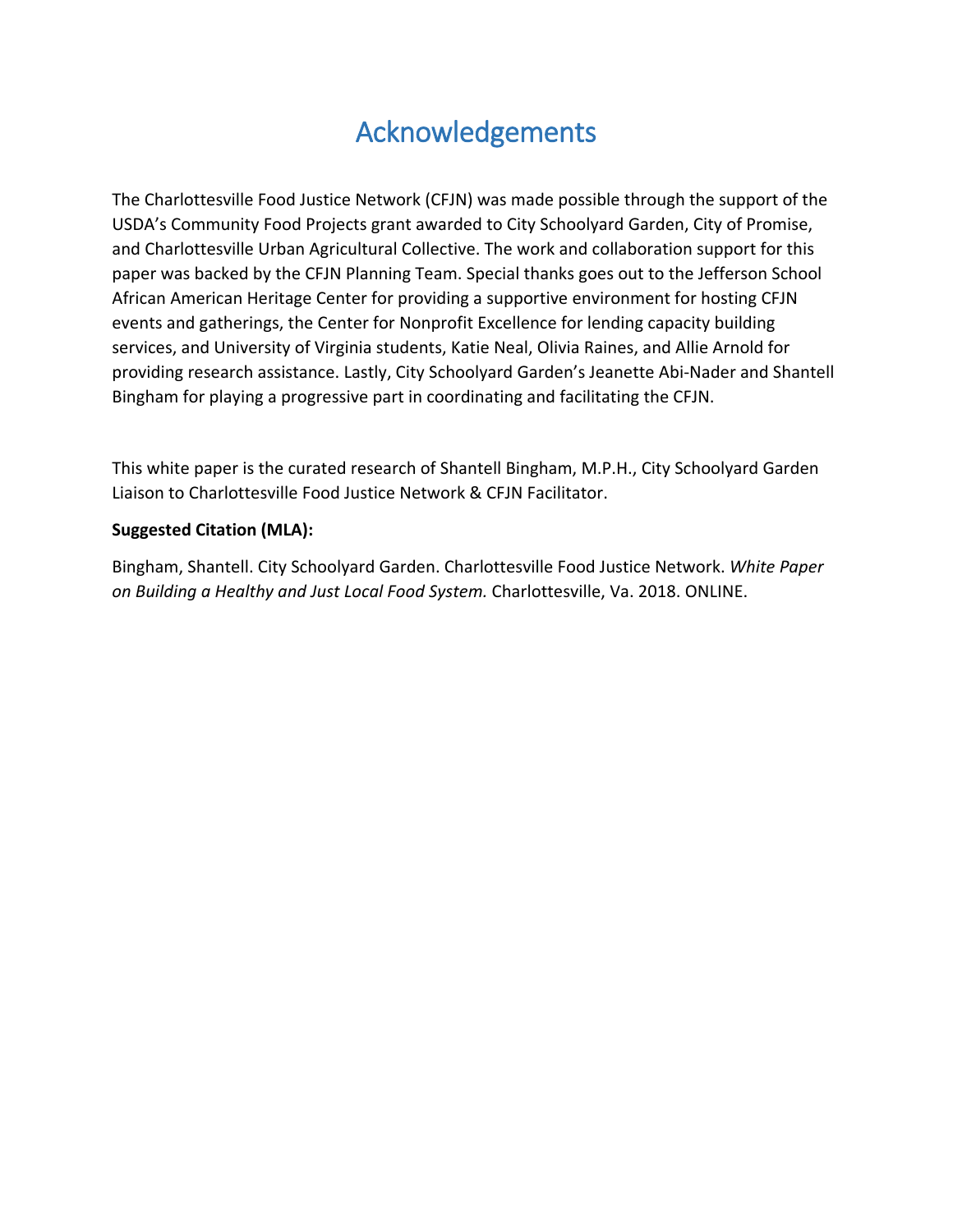# Acknowledgements

The Charlottesville Food Justice Network (CFJN) was made possible through the support of the USDA's Community Food Projects grant awarded to City Schoolyard Garden, City of Promise, and Charlottesville Urban Agricultural Collective. The work and collaboration support for this paper was backed by the CFJN Planning Team. Special thanks goes out to the Jefferson School African American Heritage Center for providing a supportive environment for hosting CFJN events and gatherings, the Center for Nonprofit Excellence for lending capacity building services, and University of Virginia students, Katie Neal, Olivia Raines, and Allie Arnold for providing research assistance. Lastly, City Schoolyard Garden's Jeanette Abi-Nader and Shantell Bingham for playing a progressive part in coordinating and facilitating the CFJN.

This white paper is the curated research of Shantell Bingham, M.P.H., City Schoolyard Garden Liaison to Charlottesville Food Justice Network & CFJN Facilitator.

**Suggested Citation (MLA):**

Bingham, Shantell. City Schoolyard Garden. Charlottesville Food Justice Network. *White Paper on Building a Healthy and Just Local Food System.* Charlottesville, Va. 2018. ONLINE.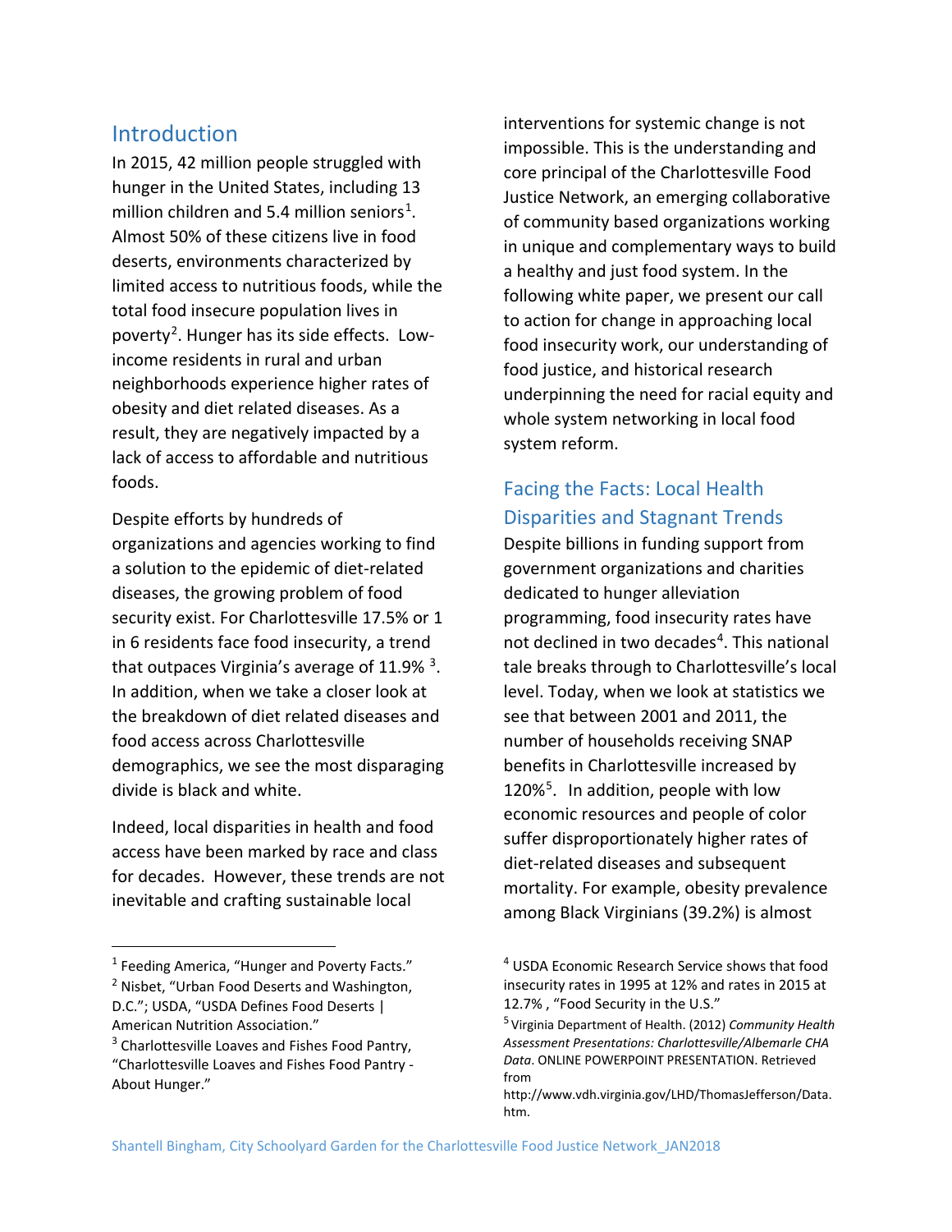## Introduction

In 2015, 42 million people struggled with hunger in the United States, including 13 million children and 5.4 million seniors[1]. Almost 50% of these citizens live in food deserts, environments characterized by limited access to nutritious foods, while the total food insecure population lives in poverty[2]. Hunger has its side effects. Low-income residents in rural and urban neighborhoods experience higher rates of obesity and diet related diseases. As a result, they are negatively impacted by a lack of access to affordable and nutritious foods.

Despite efforts by hundreds of organizations and agencies working to find a solution to the epidemic of diet-related diseases, the growing problem of food security exist. For Charlottesville 17.5% or 1 in 6 residents face food insecurity, a trend that outpaces Virginia's average of 11.9% [3]. In addition, when we take a closer look at the breakdown of diet related diseases and food access across Charlottesville demographics, we see the most disparaging divide is black and white.

Indeed, local disparities in health and food access have been marked by race and class for decades. However, these trends are not inevitable and crafting sustainable local interventions for systemic change is not impossible. This is the understanding and core principal of the Charlottesville Food Justice Network, an emerging collaborative of community based organizations working in unique and complementary ways to build a healthy and just food system. In the following white paper, we present our call to action for change in approaching local food insecurity work, our understanding of food justice, and historical research underpinning the need for racial equity and whole system networking in local food system reform.

## Facing the Facts: Local Health Disparities and Stagnant Trends

Despite billions in funding support from government organizations and charities dedicated to hunger alleviation programming, food insecurity rates have not declined in two decades[4]. This national tale breaks through to Charlottesville's local level. Today, when we look at statistics we see that between 2001 and 2011, the number of households receiving SNAP benefits in Charlottesville increased by 120%[5]. In addition, people with low economic resources and people of color suffer disproportionately higher rates of diet-related diseases and subsequent mortality. For example, obesity prevalence among Black Virginians (39.2%) is almost

---

[1] Feeding America, "Hunger and Poverty Facts."

[2] Nisbet, "Urban Food Deserts and Washington, D.C."; USDA, "USDA Defines Food Deserts | American Nutrition Association."

[3] Charlottesville Loaves and Fishes Food Pantry, "Charlottesville Loaves and Fishes Food Pantry - About Hunger."

[4] USDA Economic Research Service shows that food insecurity rates in 1995 at 12% and rates in 2015 at 12.7% , "Food Security in the U.S."

[5] Virginia Department of Health. (2012) *Community Health Assessment Presentations: Charlottesville/Albemarle CHA Data*. ONLINE POWERPOINT PRESENTATION. Retrieved from http://www.vdh.virginia.gov/LHD/ThomasJefferson/Data.htm.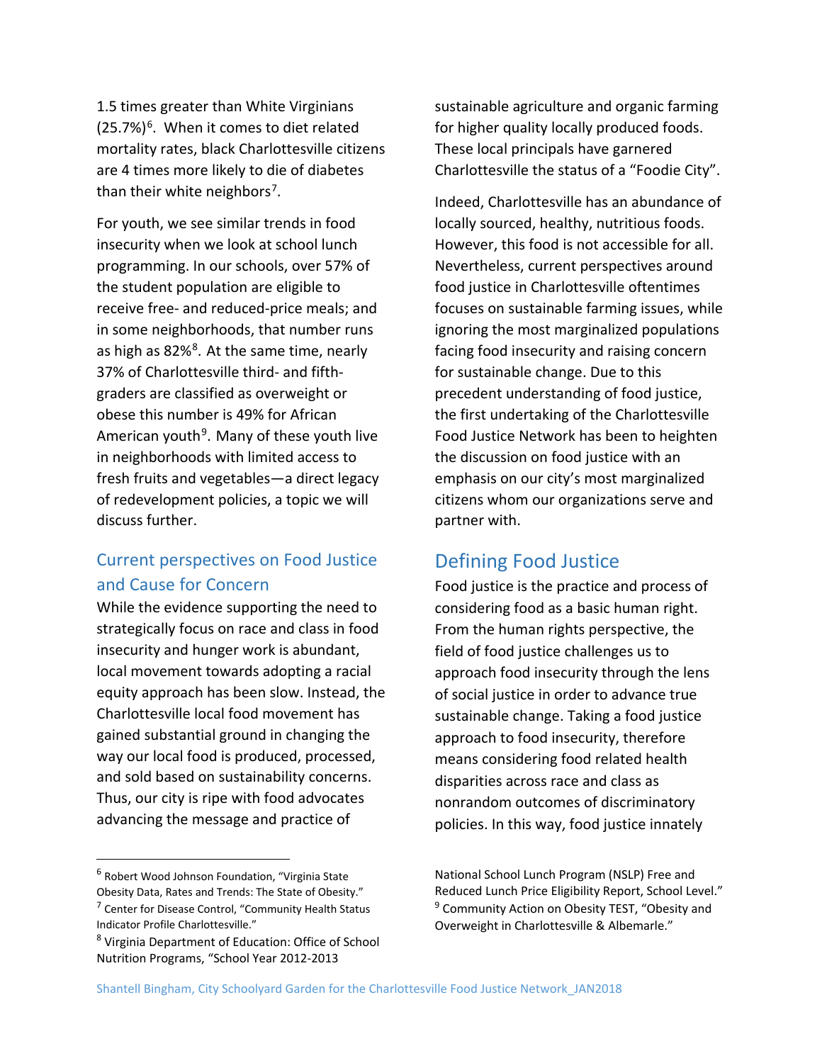1.5 times greater than White Virginians (25.7%)[6]. When it comes to diet related mortality rates, black Charlottesville citizens are 4 times more likely to die of diabetes than their white neighbors[7].

For youth, we see similar trends in food insecurity when we look at school lunch programming. In our schools, over 57% of the student population are eligible to receive free- and reduced-price meals; and in some neighborhoods, that number runs as high as 82%[8]. At the same time, nearly 37% of Charlottesville third- and fifth-graders are classified as overweight or obese this number is 49% for African American youth[9]. Many of these youth live in neighborhoods with limited access to fresh fruits and vegetables—a direct legacy of redevelopment policies, a topic we will discuss further.

## Current perspectives on Food Justice and Cause for Concern

While the evidence supporting the need to strategically focus on race and class in food insecurity and hunger work is abundant, local movement towards adopting a racial equity approach has been slow. Instead, the Charlottesville local food movement has gained substantial ground in changing the way our local food is produced, processed, and sold based on sustainability concerns. Thus, our city is ripe with food advocates advancing the message and practice of sustainable agriculture and organic farming for higher quality locally produced foods. These local principals have garnered Charlottesville the status of a "Foodie City".

Indeed, Charlottesville has an abundance of locally sourced, healthy, nutritious foods. However, this food is not accessible for all. Nevertheless, current perspectives around food justice in Charlottesville oftentimes focuses on sustainable farming issues, while ignoring the most marginalized populations facing food insecurity and raising concern for sustainable change. Due to this precedent understanding of food justice, the first undertaking of the Charlottesville Food Justice Network has been to heighten the discussion on food justice with an emphasis on our city's most marginalized citizens whom our organizations serve and partner with.

## Defining Food Justice

Food justice is the practice and process of considering food as a basic human right. From the human rights perspective, the field of food justice challenges us to approach food insecurity through the lens of social justice in order to advance true sustainable change. Taking a food justice approach to food insecurity, therefore means considering food related health disparities across race and class as nonrandom outcomes of discriminatory policies. In this way, food justice innately

[6] Robert Wood Johnson Foundation, "Virginia State Obesity Data, Rates and Trends: The State of Obesity."

[7] Center for Disease Control, "Community Health Status Indicator Profile Charlottesville."

[8] Virginia Department of Education: Office of School Nutrition Programs, "School Year 2012-2013 National School Lunch Program (NSLP) Free and Reduced Lunch Price Eligibility Report, School Level."

[9] Community Action on Obesity TEST, "Obesity and Overweight in Charlottesville & Albemarle."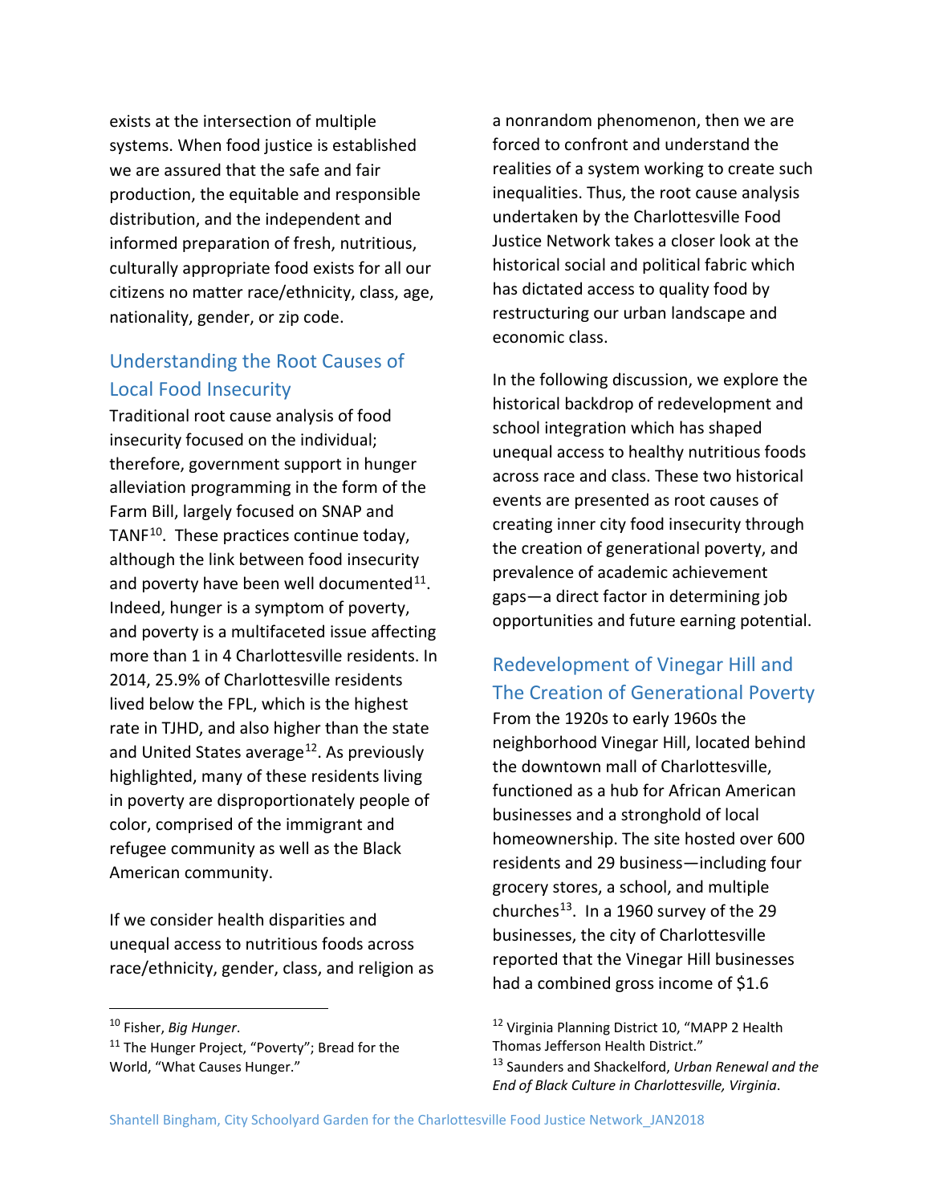exists at the intersection of multiple systems. When food justice is established we are assured that the safe and fair production, the equitable and responsible distribution, and the independent and informed preparation of fresh, nutritious, culturally appropriate food exists for all our citizens no matter race/ethnicity, class, age, nationality, gender, or zip code.

## Understanding the Root Causes of Local Food Insecurity

Traditional root cause analysis of food insecurity focused on the individual; therefore, government support in hunger alleviation programming in the form of the Farm Bill, largely focused on SNAP and TANF[10]. These practices continue today, although the link between food insecurity and poverty have been well documented[11]. Indeed, hunger is a symptom of poverty, and poverty is a multifaceted issue affecting more than 1 in 4 Charlottesville residents. In 2014, 25.9% of Charlottesville residents lived below the FPL, which is the highest rate in TJHD, and also higher than the state and United States average[12]. As previously highlighted, many of these residents living in poverty are disproportionately people of color, comprised of the immigrant and refugee community as well as the Black American community.

If we consider health disparities and unequal access to nutritious foods across race/ethnicity, gender, class, and religion as a nonrandom phenomenon, then we are forced to confront and understand the realities of a system working to create such inequalities. Thus, the root cause analysis undertaken by the Charlottesville Food Justice Network takes a closer look at the historical social and political fabric which has dictated access to quality food by restructuring our urban landscape and economic class.

In the following discussion, we explore the historical backdrop of redevelopment and school integration which has shaped unequal access to healthy nutritious foods across race and class. These two historical events are presented as root causes of creating inner city food insecurity through the creation of generational poverty, and prevalence of academic achievement gaps—a direct factor in determining job opportunities and future earning potential.

## Redevelopment of Vinegar Hill and The Creation of Generational Poverty

From the 1920s to early 1960s the neighborhood Vinegar Hill, located behind the downtown mall of Charlottesville, functioned as a hub for African American businesses and a stronghold of local homeownership. The site hosted over 600 residents and 29 business—including four grocery stores, a school, and multiple churches[13]. In a 1960 survey of the 29 businesses, the city of Charlottesville reported that the Vinegar Hill businesses had a combined gross income of $1.6

---

[10] Fisher, *Big Hunger*.

[11] The Hunger Project, "Poverty"; Bread for the World, "What Causes Hunger."

[12] Virginia Planning District 10, "MAPP 2 Health Thomas Jefferson Health District."

[13] Saunders and Shackelford, *Urban Renewal and the End of Black Culture in Charlottesville, Virginia*.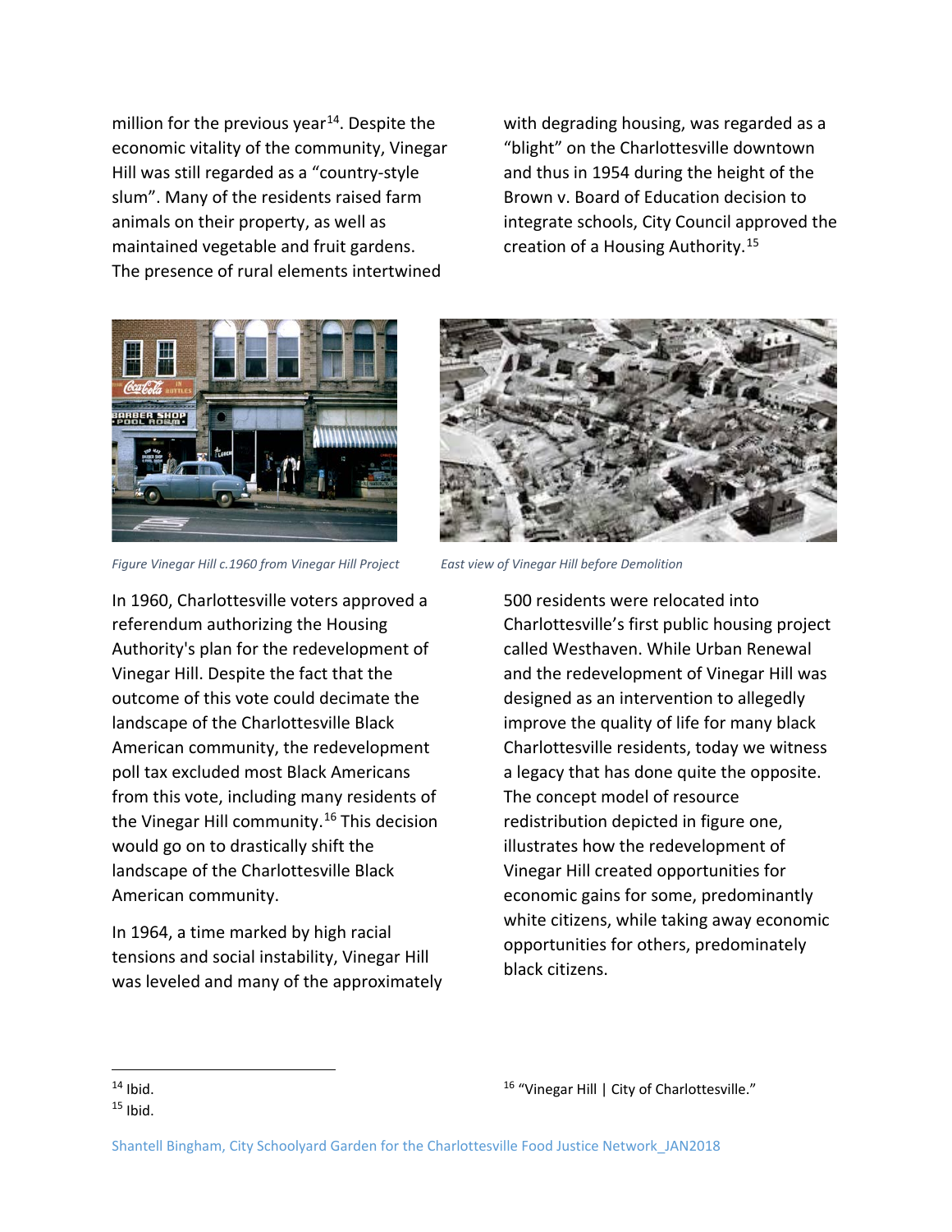million for the previous year[14]. Despite the economic vitality of the community, Vinegar Hill was still regarded as a "country-style slum". Many of the residents raised farm animals on their property, as well as maintained vegetable and fruit gardens. The presence of rural elements intertwined with degrading housing, was regarded as a "blight" on the Charlottesville downtown and thus in 1954 during the height of the Brown v. Board of Education decision to integrate schools, City Council approved the creation of a Housing Authority.[15]

*Figure Vinegar Hill c.1960 from Vinegar Hill Project*

*East view of Vinegar Hill before Demolition*

In 1960, Charlottesville voters approved a referendum authorizing the Housing Authority's plan for the redevelopment of Vinegar Hill. Despite the fact that the outcome of this vote could decimate the landscape of the Charlottesville Black American community, the redevelopment poll tax excluded most Black Americans from this vote, including many residents of the Vinegar Hill community.[16] This decision would go on to drastically shift the landscape of the Charlottesville Black American community.

In 1964, a time marked by high racial tensions and social instability, Vinegar Hill was leveled and many of the approximately 500 residents were relocated into Charlottesville's first public housing project called Westhaven. While Urban Renewal and the redevelopment of Vinegar Hill was designed as an intervention to allegedly improve the quality of life for many black Charlottesville residents, today we witness a legacy that has done quite the opposite. The concept model of resource redistribution depicted in figure one, illustrates how the redevelopment of Vinegar Hill created opportunities for economic gains for some, predominantly white citizens, while taking away economic opportunities for others, predominately black citizens.

---

[14] Ibid.

[15] Ibid.

[16] "Vinegar Hill | City of Charlottesville."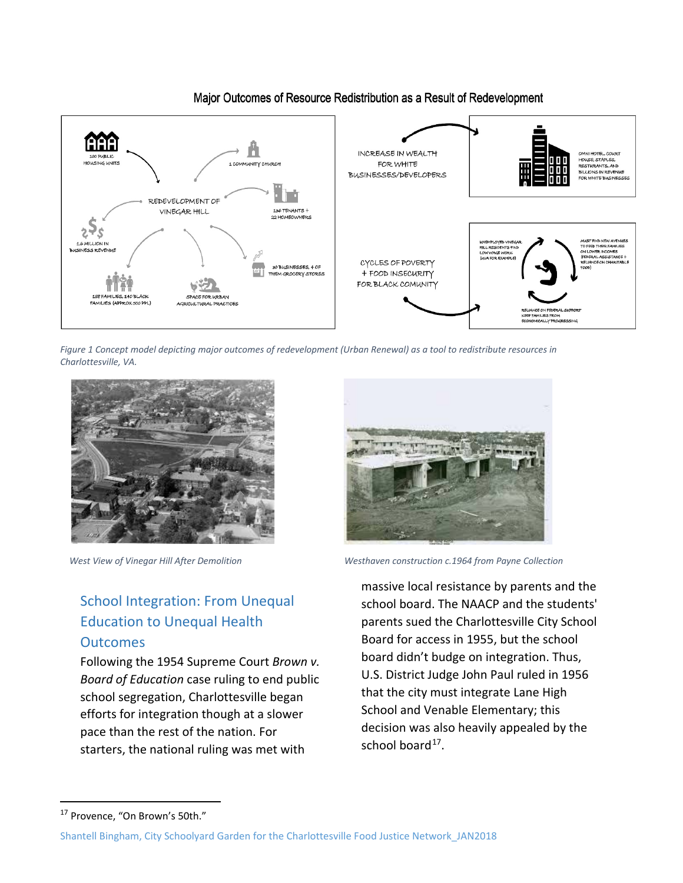Major Outcomes of Resource Redistribution as a Result of Redevelopment

*Figure 1 Concept model depicting major outcomes of redevelopment (Urban Renewal) as a tool to redistribute resources in Charlottesville, VA.*

*West View of Vinegar Hill After Demolition*

*Westhaven construction c.1964 from Payne Collection*

## School Integration: From Unequal Education to Unequal Health Outcomes

Following the 1954 Supreme Court *Brown v. Board of Education* case ruling to end public school segregation, Charlottesville began efforts for integration though at a slower pace than the rest of the nation. For starters, the national ruling was met with massive local resistance by parents and the school board. The NAACP and the students' parents sued the Charlottesville City School Board for access in 1955, but the school board didn't budge on integration. Thus, U.S. District Judge John Paul ruled in 1956 that the city must integrate Lane High School and Venable Elementary; this decision was also heavily appealed by the school board[17].

---

[17] Provence, "On Brown's 50th."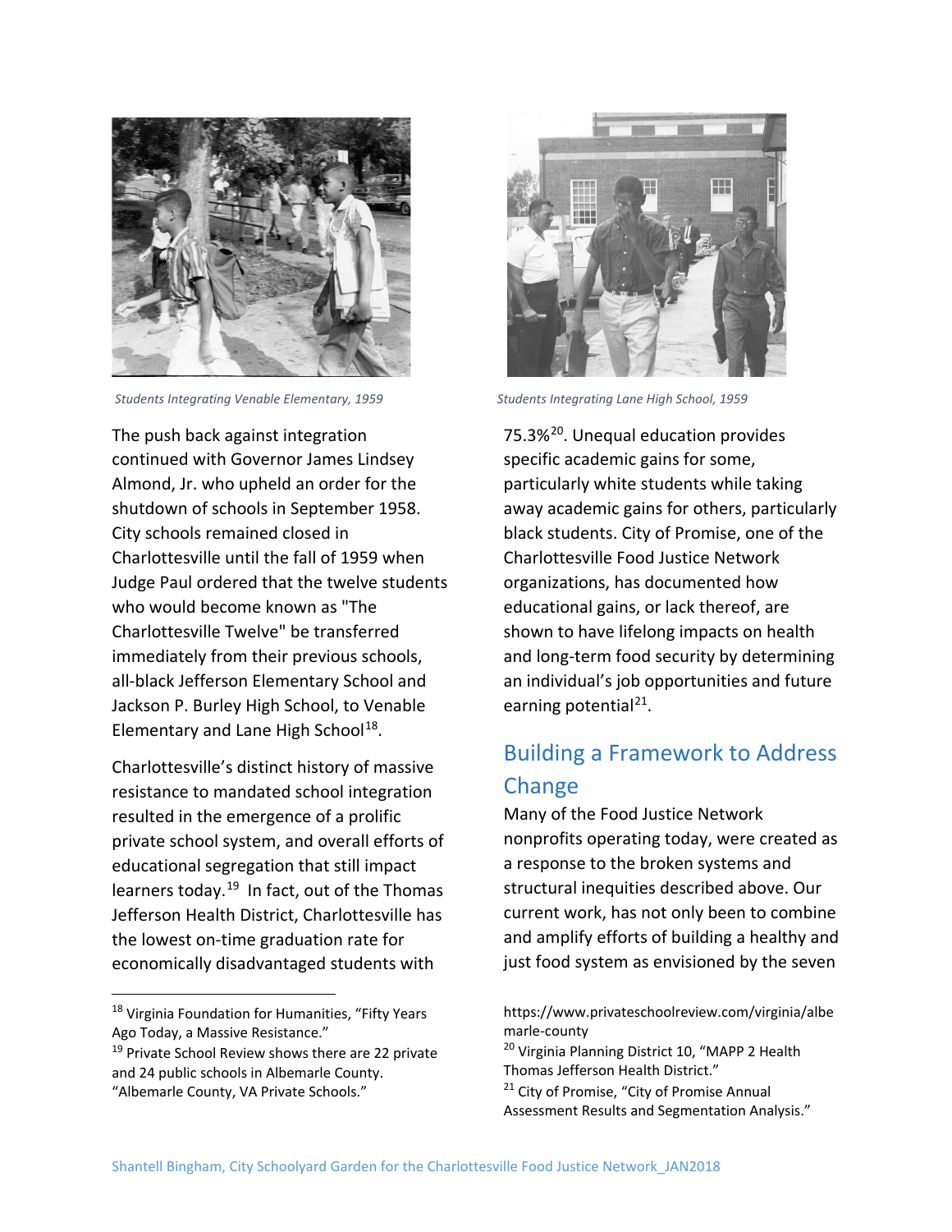*Students Integrating Venable Elementary, 1959*

*Students Integrating Lane High School, 1959*

The push back against integration continued with Governor James Lindsey Almond, Jr. who upheld an order for the shutdown of schools in September 1958. City schools remained closed in Charlottesville until the fall of 1959 when Judge Paul ordered that the twelve students who would become known as "The Charlottesville Twelve" be transferred immediately from their previous schools, all-black Jefferson Elementary School and Jackson P. Burley High School, to Venable Elementary and Lane High School[18].

Charlottesville's distinct history of massive resistance to mandated school integration resulted in the emergence of a prolific private school system, and overall efforts of educational segregation that still impact learners today.[19] In fact, out of the Thomas Jefferson Health District, Charlottesville has the lowest on-time graduation rate for economically disadvantaged students with 75.3%[20]. Unequal education provides specific academic gains for some, particularly white students while taking away academic gains for others, particularly black students. City of Promise, one of the Charlottesville Food Justice Network organizations, has documented how educational gains, or lack thereof, are shown to have lifelong impacts on health and long-term food security by determining an individual's job opportunities and future earning potential[21].

## Building a Framework to Address Change

Many of the Food Justice Network nonprofits operating today, were created as a response to the broken systems and structural inequities described above. Our current work, has not only been to combine and amplify efforts of building a healthy and just food system as envisioned by the seven

---

[18] Virginia Foundation for Humanities, "Fifty Years Ago Today, a Massive Resistance."

[19] Private School Review shows there are 22 private and 24 public schools in Albemarle County. "Albemarle County, VA Private Schools." https://www.privateschoolreview.com/virginia/albemarle-county

[20] Virginia Planning District 10, "MAPP 2 Health Thomas Jefferson Health District."

[21] City of Promise, "City of Promise Annual Assessment Results and Segmentation Analysis."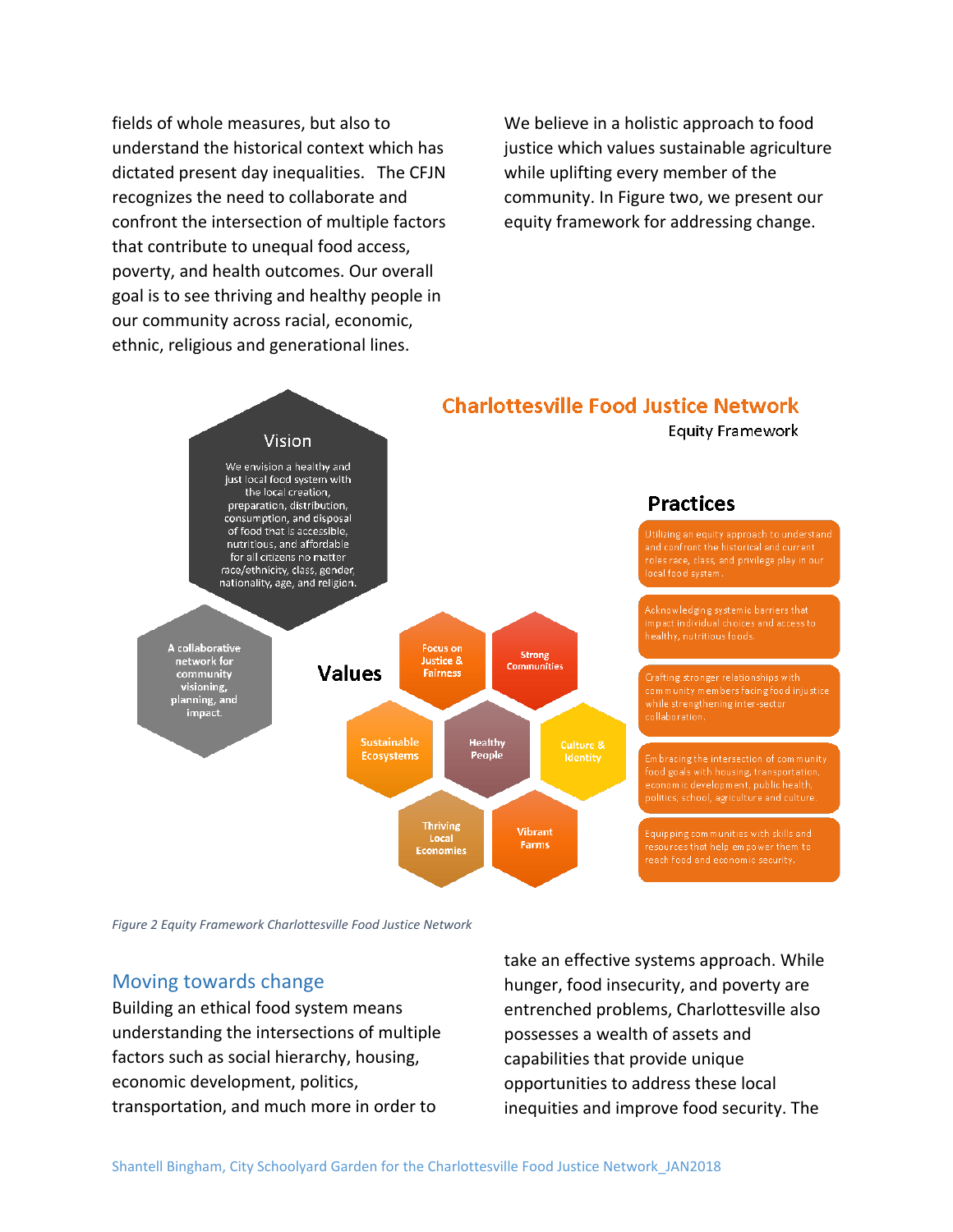fields of whole measures, but also to understand the historical context which has dictated present day inequalities. The CFJN recognizes the need to collaborate and confront the intersection of multiple factors that contribute to unequal food access, poverty, and health outcomes. Our overall goal is to see thriving and healthy people in our community across racial, economic, ethnic, religious and generational lines.

We believe in a holistic approach to food justice which values sustainable agriculture while uplifting every member of the community. In Figure two, we present our equity framework for addressing change.

**Charlottesville Food Justice Network**
Equity Framework

**Vision**

We envision a healthy and just local food system with the local creation, preparation, distribution, consumption, and disposal of food that is accessible, nutritious, and affordable for all citizens no matter race/ethnicity, class, gender, nationality, age, and religion.

A collaborative network for community visioning, planning, and impact.

**Values**

- Focus on Justice & Fairness
- Strong Communities
- Sustainable Ecosystems
- Healthy People
- Culture & Identity
- Thriving Local Economies
- Vibrant Farms

**Practices**

- Utilizing an equity approach to understand and confront the historical and current roles race, class, and privilege play in our local food system.
- Acknowledging systemic barriers that impact individual choices and access to healthy, nutritious foods.
- Crafting stronger relationships with community members facing food injustice while strengthening inter-sector collaboration.
- Embracing the intersection of community food goals with housing, transportation, economic development, public health, politics, school, agriculture and culture.
- Equipping communities with skills and resources that help empower them to reach food and economic security.

*Figure 2 Equity Framework Charlottesville Food Justice Network*

## Moving towards change

Building an ethical food system means understanding the intersections of multiple factors such as social hierarchy, housing, economic development, politics, transportation, and much more in order to take an effective systems approach. While hunger, food insecurity, and poverty are entrenched problems, Charlottesville also possesses a wealth of assets and capabilities that provide unique opportunities to address these local inequities and improve food security. The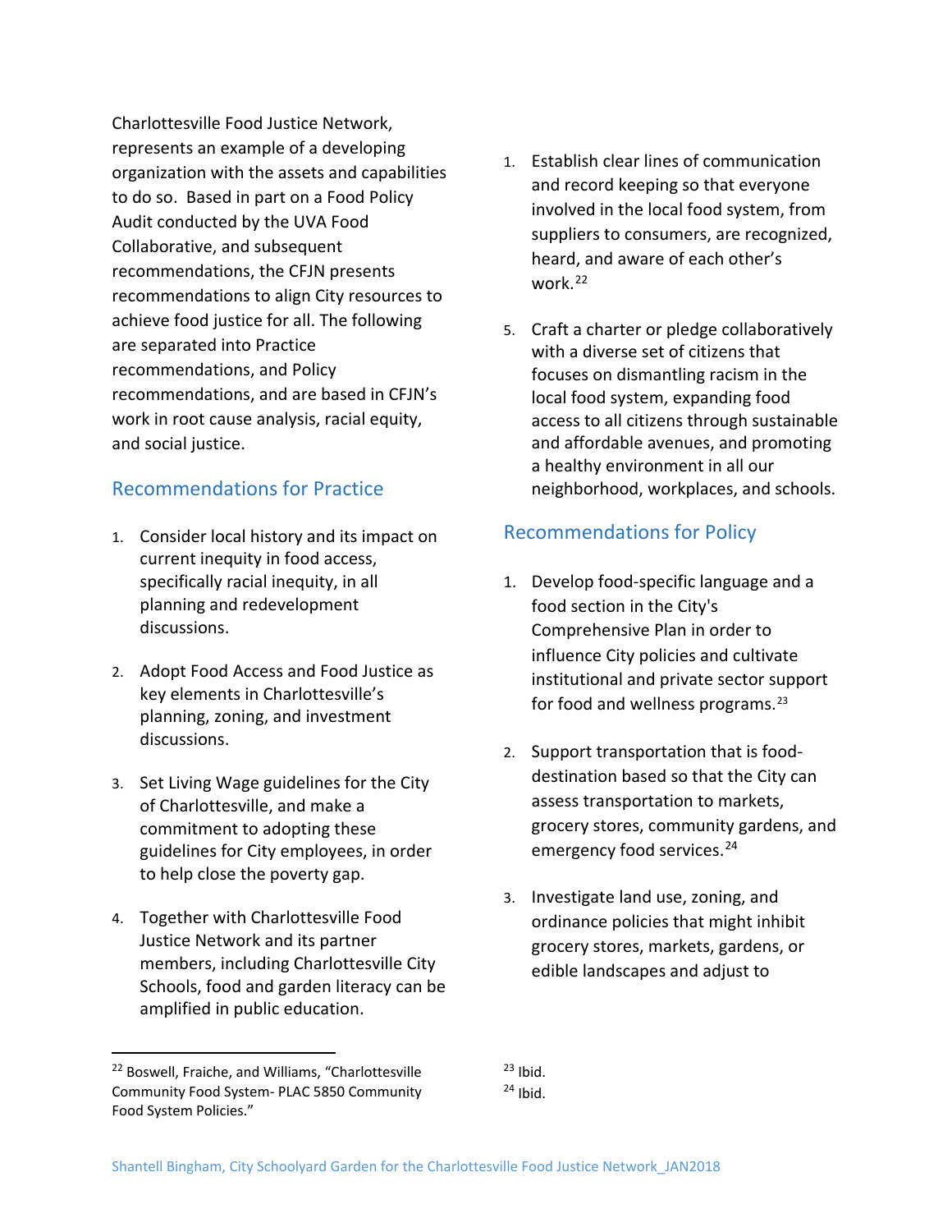Charlottesville Food Justice Network, represents an example of a developing organization with the assets and capabilities to do so. Based in part on a Food Policy Audit conducted by the UVA Food Collaborative, and subsequent recommendations, the CFJN presents recommendations to align City resources to achieve food justice for all. The following are separated into Practice recommendations, and Policy recommendations, and are based in CFJN's work in root cause analysis, racial equity, and social justice.

## Recommendations for Practice

1. Consider local history and its impact on current inequity in food access, specifically racial inequity, in all planning and redevelopment discussions.
2. Adopt Food Access and Food Justice as key elements in Charlottesville's planning, zoning, and investment discussions.
3. Set Living Wage guidelines for the City of Charlottesville, and make a commitment to adopting these guidelines for City employees, in order to help close the poverty gap.
4. Together with Charlottesville Food Justice Network and its partner members, including Charlottesville City Schools, food and garden literacy can be amplified in public education.
1. Establish clear lines of communication and record keeping so that everyone involved in the local food system, from suppliers to consumers, are recognized, heard, and aware of each other's work.[22]
5. Craft a charter or pledge collaboratively with a diverse set of citizens that focuses on dismantling racism in the local food system, expanding food access to all citizens through sustainable and affordable avenues, and promoting a healthy environment in all our neighborhood, workplaces, and schools.

## Recommendations for Policy

1. Develop food-specific language and a food section in the City's Comprehensive Plan in order to influence City policies and cultivate institutional and private sector support for food and wellness programs.[23]
2. Support transportation that is food-destination based so that the City can assess transportation to markets, grocery stores, community gardens, and emergency food services.[24]
3. Investigate land use, zoning, and ordinance policies that might inhibit grocery stores, markets, gardens, or edible landscapes and adjust to

---

[22] Boswell, Fraiche, and Williams, "Charlottesville Community Food System- PLAC 5850 Community Food System Policies."

[23] Ibid.

[24] Ibid.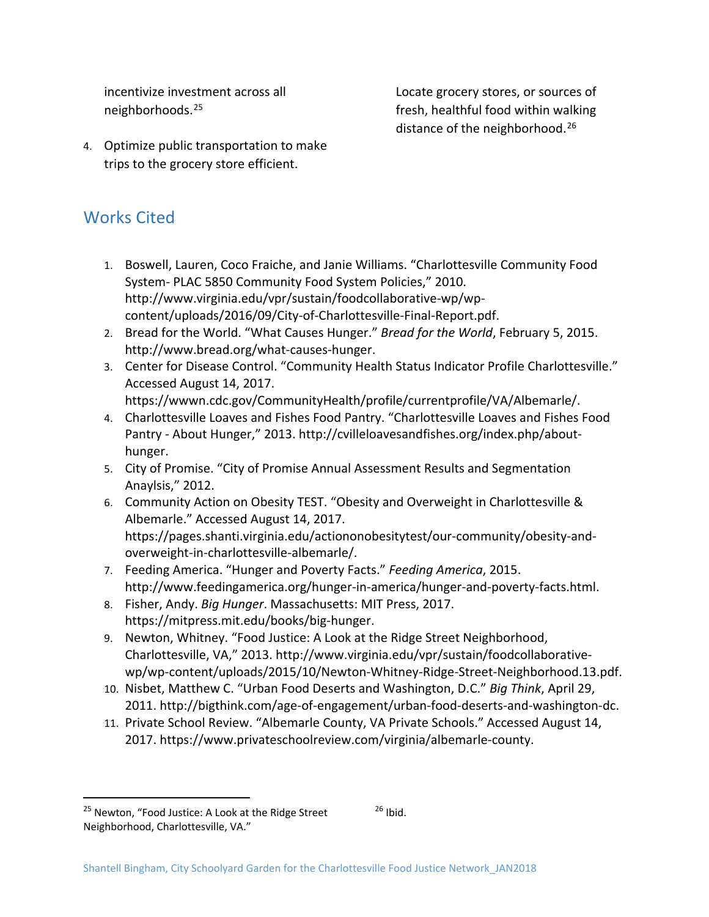incentivize investment across all neighborhoods.[25]

4. Optimize public transportation to make trips to the grocery store efficient.

Locate grocery stores, or sources of fresh, healthful food within walking distance of the neighborhood.[26]

## Works Cited

1. Boswell, Lauren, Coco Fraiche, and Janie Williams. "Charlottesville Community Food System- PLAC 5850 Community Food System Policies," 2010. http://www.virginia.edu/vpr/sustain/foodcollaborative-wp/wp-content/uploads/2016/09/City-of-Charlottesville-Final-Report.pdf.
2. Bread for the World. "What Causes Hunger." *Bread for the World*, February 5, 2015. http://www.bread.org/what-causes-hunger.
3. Center for Disease Control. "Community Health Status Indicator Profile Charlottesville." Accessed August 14, 2017. https://wwwn.cdc.gov/CommunityHealth/profile/currentprofile/VA/Albemarle/.
4. Charlottesville Loaves and Fishes Food Pantry. "Charlottesville Loaves and Fishes Food Pantry - About Hunger," 2013. http://cvilleloavesandfishes.org/index.php/about-hunger.
5. City of Promise. "City of Promise Annual Assessment Results and Segmentation Anaylsis," 2012.
6. Community Action on Obesity TEST. "Obesity and Overweight in Charlottesville & Albemarle." Accessed August 14, 2017. https://pages.shanti.virginia.edu/actiononobesitytest/our-community/obesity-and-overweight-in-charlottesville-albemarle/.
7. Feeding America. "Hunger and Poverty Facts." *Feeding America*, 2015. http://www.feedingamerica.org/hunger-in-america/hunger-and-poverty-facts.html.
8. Fisher, Andy. *Big Hunger*. Massachusetts: MIT Press, 2017. https://mitpress.mit.edu/books/big-hunger.
9. Newton, Whitney. "Food Justice: A Look at the Ridge Street Neighborhood, Charlottesville, VA," 2013. http://www.virginia.edu/vpr/sustain/foodcollaborative-wp/wp-content/uploads/2015/10/Newton-Whitney-Ridge-Street-Neighborhood.13.pdf.
10. Nisbet, Matthew C. "Urban Food Deserts and Washington, D.C." *Big Think*, April 29, 2011. http://bigthink.com/age-of-engagement/urban-food-deserts-and-washington-dc.
11. Private School Review. "Albemarle County, VA Private Schools." Accessed August 14, 2017. https://www.privateschoolreview.com/virginia/albemarle-county.

---

[25] Newton, "Food Justice: A Look at the Ridge Street Neighborhood, Charlottesville, VA."

[26] Ibid.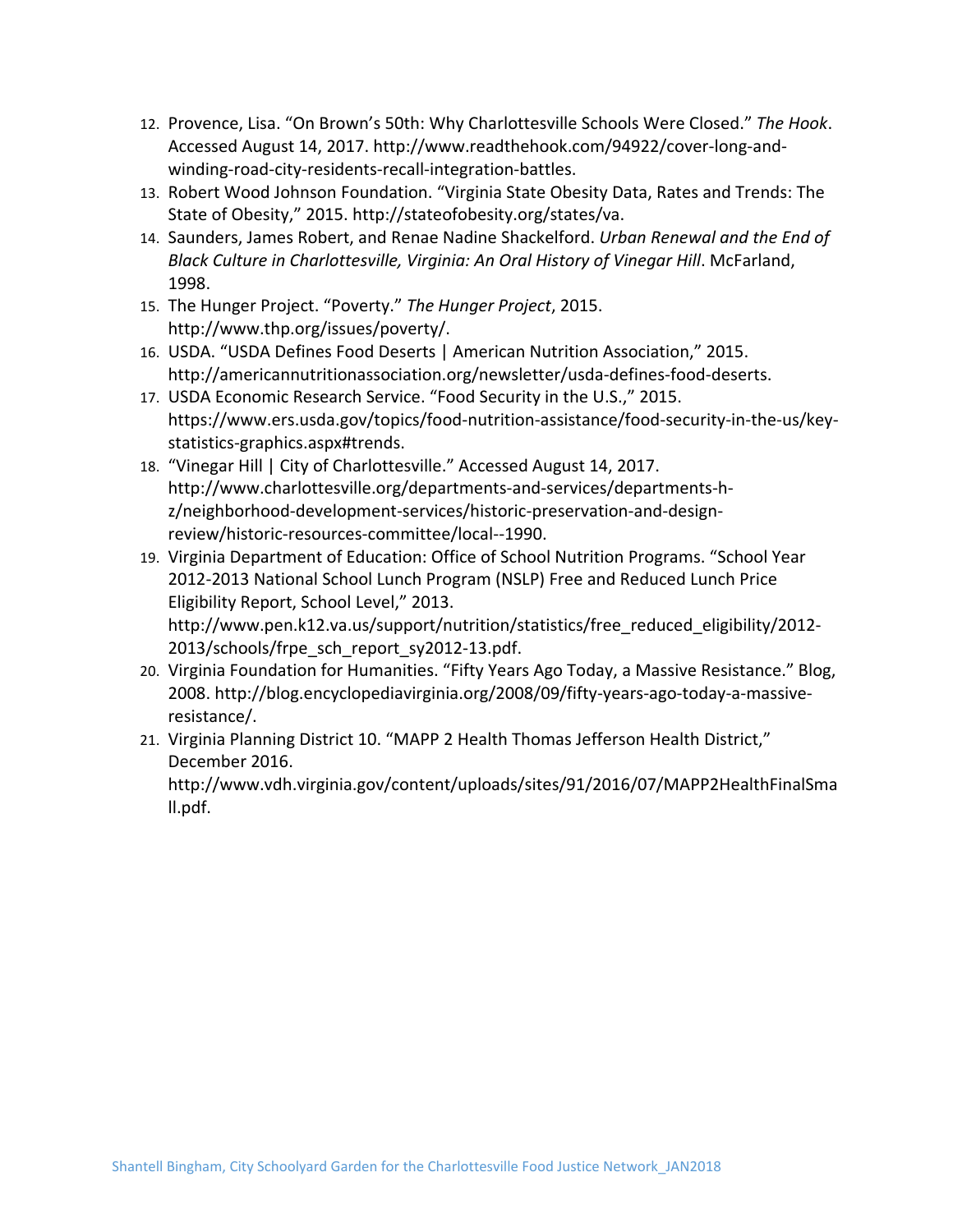12. Provence, Lisa. "On Brown's 50th: Why Charlottesville Schools Were Closed." *The Hook*. Accessed August 14, 2017. http://www.readthehook.com/94922/cover-long-and-winding-road-city-residents-recall-integration-battles.
13. Robert Wood Johnson Foundation. "Virginia State Obesity Data, Rates and Trends: The State of Obesity," 2015. http://stateofobesity.org/states/va.
14. Saunders, James Robert, and Renae Nadine Shackelford. *Urban Renewal and the End of Black Culture in Charlottesville, Virginia: An Oral History of Vinegar Hill*. McFarland, 1998.
15. The Hunger Project. "Poverty." *The Hunger Project*, 2015. http://www.thp.org/issues/poverty/.
16. USDA. "USDA Defines Food Deserts | American Nutrition Association," 2015. http://americannutritionassociation.org/newsletter/usda-defines-food-deserts.
17. USDA Economic Research Service. "Food Security in the U.S.," 2015. https://www.ers.usda.gov/topics/food-nutrition-assistance/food-security-in-the-us/key-statistics-graphics.aspx#trends.
18. "Vinegar Hill | City of Charlottesville." Accessed August 14, 2017. http://www.charlottesville.org/departments-and-services/departments-h-z/neighborhood-development-services/historic-preservation-and-design-review/historic-resources-committee/local--1990.
19. Virginia Department of Education: Office of School Nutrition Programs. "School Year 2012-2013 National School Lunch Program (NSLP) Free and Reduced Lunch Price Eligibility Report, School Level," 2013. http://www.pen.k12.va.us/support/nutrition/statistics/free_reduced_eligibility/2012-2013/schools/frpe_sch_report_sy2012-13.pdf.
20. Virginia Foundation for Humanities. "Fifty Years Ago Today, a Massive Resistance." Blog, 2008. http://blog.encyclopediavirginia.org/2008/09/fifty-years-ago-today-a-massive-resistance/.
21. Virginia Planning District 10. "MAPP 2 Health Thomas Jefferson Health District," December 2016. http://www.vdh.virginia.gov/content/uploads/sites/91/2016/07/MAPP2HealthFinalSmall.pdf.